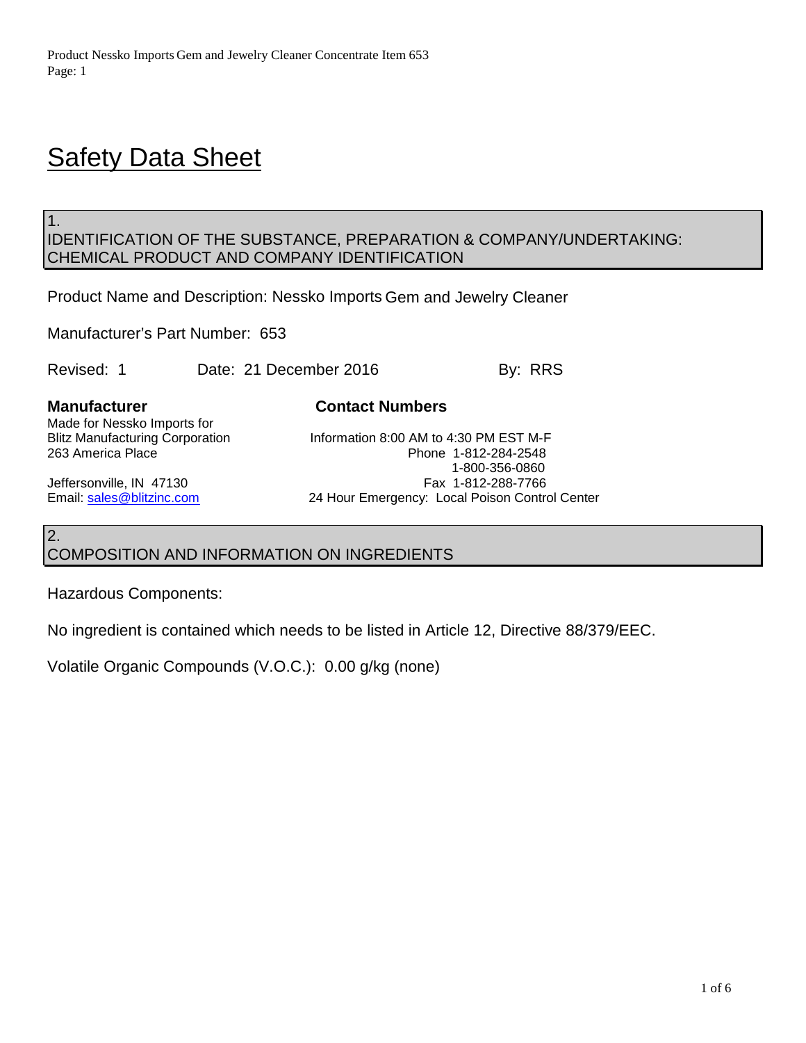# Safety Data Sheet

## 1. IDENTIFICATION OF THE SUBSTANCE, PREPARATION & COMPANY/UNDERTAKING: CHEMICAL PRODUCT AND COMPANY IDENTIFICATION

Product Name and Description: Nessko Imports Gem and Jewelry Cleaner

Manufacturer's Part Number: 653

Revised: 1    Date: 21 December 2016    By: RRS

**Manufacturer**

Made for Nessko Imports for
Blitz Manufacturing Corporation
263 America Place
Jeffersonville, IN 47130
Email: sales@blitzinc.com

**Contact Numbers**

Information 8:00 AM to 4:30 PM EST M-F
Phone 1-812-284-2548
1-800-356-0860
Fax 1-812-288-7766
24 Hour Emergency: Local Poison Control Center

## 2. COMPOSITION AND INFORMATION ON INGREDIENTS

Hazardous Components:

No ingredient is contained which needs to be listed in Article 12, Directive 88/379/EEC.

Volatile Organic Compounds (V.O.C.): 0.00 g/kg (none)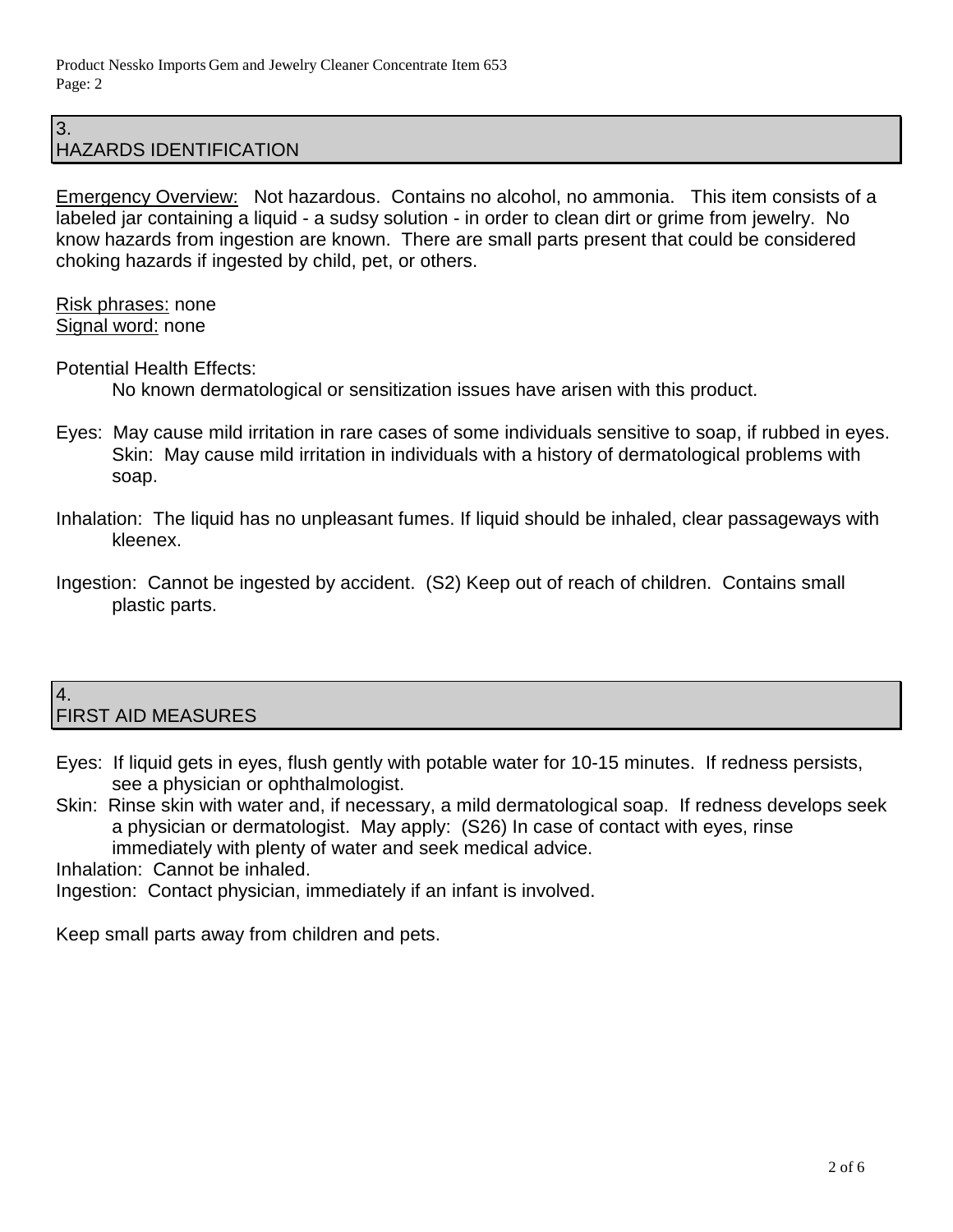## 3. HAZARDS IDENTIFICATION

Emergency Overview: Not hazardous. Contains no alcohol, no ammonia. This item consists of a labeled jar containing a liquid - a sudsy solution - in order to clean dirt or grime from jewelry. No know hazards from ingestion are known. There are small parts present that could be considered choking hazards if ingested by child, pet, or others.

Risk phrases: none
Signal word: none

Potential Health Effects:
No known dermatological or sensitization issues have arisen with this product.

Eyes: May cause mild irritation in rare cases of some individuals sensitive to soap, if rubbed in eyes.
Skin: May cause mild irritation in individuals with a history of dermatological problems with soap.

Inhalation: The liquid has no unpleasant fumes. If liquid should be inhaled, clear passageways with kleenex.

Ingestion: Cannot be ingested by accident. (S2) Keep out of reach of children. Contains small plastic parts.

## 4. FIRST AID MEASURES

Eyes: If liquid gets in eyes, flush gently with potable water for 10-15 minutes. If redness persists, see a physician or ophthalmologist.
Skin: Rinse skin with water and, if necessary, a mild dermatological soap. If redness develops seek a physician or dermatologist. May apply: (S26) In case of contact with eyes, rinse immediately with plenty of water and seek medical advice.
Inhalation: Cannot be inhaled.
Ingestion: Contact physician, immediately if an infant is involved.

Keep small parts away from children and pets.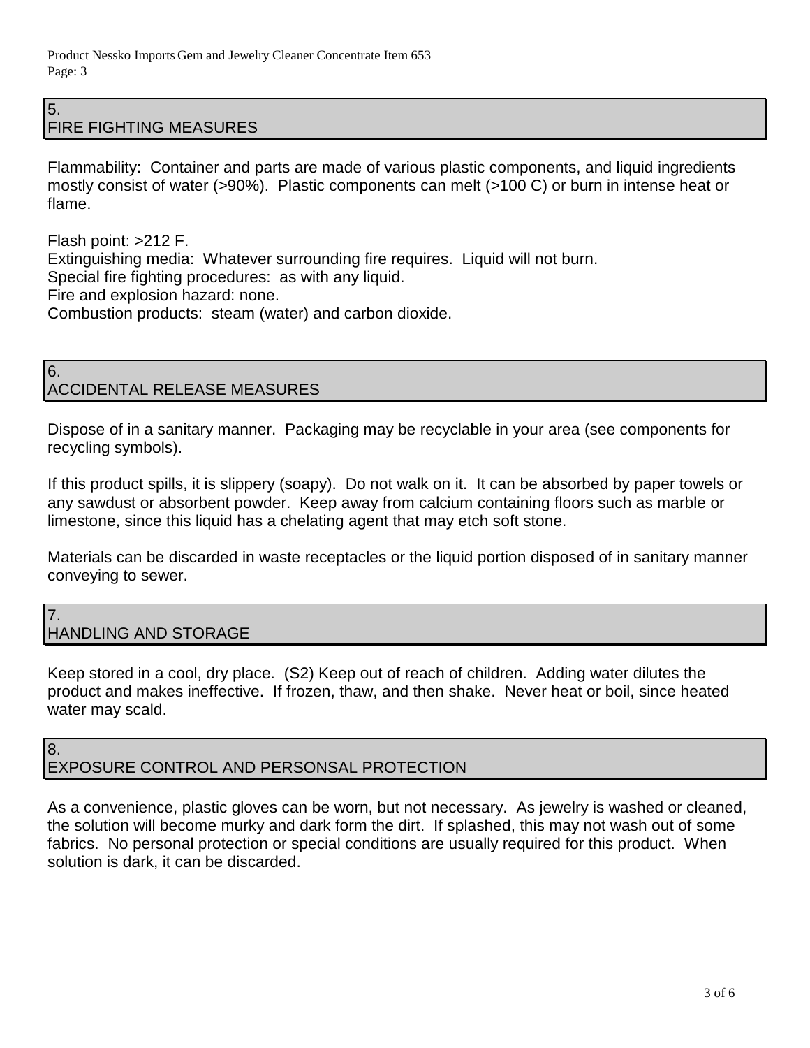## 5. FIRE FIGHTING MEASURES

Flammability: Container and parts are made of various plastic components, and liquid ingredients mostly consist of water (>90%). Plastic components can melt (>100 C) or burn in intense heat or flame.

Flash point: >212 F.
Extinguishing media: Whatever surrounding fire requires. Liquid will not burn.
Special fire fighting procedures: as with any liquid.
Fire and explosion hazard: none.
Combustion products: steam (water) and carbon dioxide.

## 6. ACCIDENTAL RELEASE MEASURES

Dispose of in a sanitary manner. Packaging may be recyclable in your area (see components for recycling symbols).

If this product spills, it is slippery (soapy). Do not walk on it. It can be absorbed by paper towels or any sawdust or absorbent powder. Keep away from calcium containing floors such as marble or limestone, since this liquid has a chelating agent that may etch soft stone.

Materials can be discarded in waste receptacles or the liquid portion disposed of in sanitary manner conveying to sewer.

## 7. HANDLING AND STORAGE

Keep stored in a cool, dry place. (S2) Keep out of reach of children. Adding water dilutes the product and makes ineffective. If frozen, thaw, and then shake. Never heat or boil, since heated water may scald.

## 8. EXPOSURE CONTROL AND PERSONSAL PROTECTION

As a convenience, plastic gloves can be worn, but not necessary. As jewelry is washed or cleaned, the solution will become murky and dark form the dirt. If splashed, this may not wash out of some fabrics. No personal protection or special conditions are usually required for this product. When solution is dark, it can be discarded.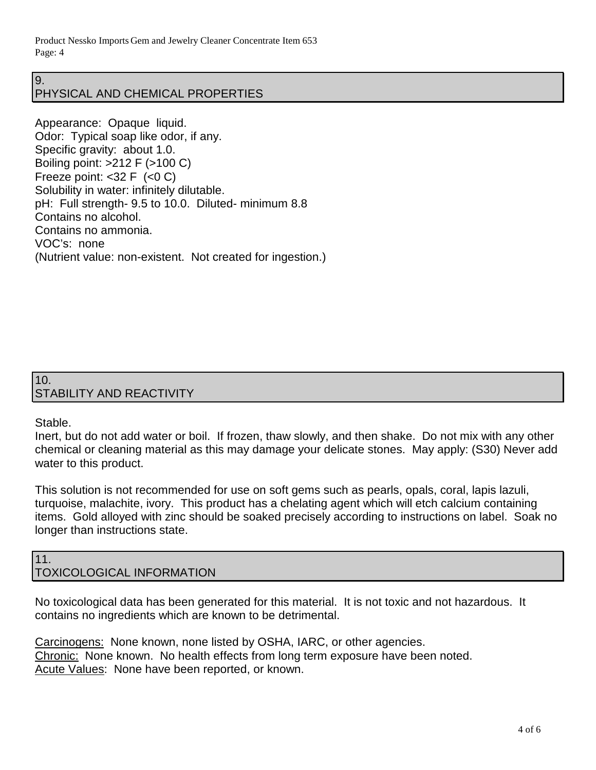## 9. PHYSICAL AND CHEMICAL PROPERTIES

Appearance: Opaque liquid.
Odor: Typical soap like odor, if any.
Specific gravity: about 1.0.
Boiling point: >212 F (>100 C)
Freeze point: <32 F (<0 C)
Solubility in water: infinitely dilutable.
pH: Full strength- 9.5 to 10.0. Diluted- minimum 8.8
Contains no alcohol.
Contains no ammonia.
VOC's: none
(Nutrient value: non-existent. Not created for ingestion.)

## 10. STABILITY AND REACTIVITY

Stable.
Inert, but do not add water or boil. If frozen, thaw slowly, and then shake. Do not mix with any other chemical or cleaning material as this may damage your delicate stones. May apply: (S30) Never add water to this product.

This solution is not recommended for use on soft gems such as pearls, opals, coral, lapis lazuli, turquoise, malachite, ivory. This product has a chelating agent which will etch calcium containing items. Gold alloyed with zinc should be soaked precisely according to instructions on label. Soak no longer than instructions state.

## 11. TOXICOLOGICAL INFORMATION

No toxicological data has been generated for this material. It is not toxic and not hazardous. It contains no ingredients which are known to be detrimental.

Carcinogens: None known, none listed by OSHA, IARC, or other agencies.
Chronic: None known. No health effects from long term exposure have been noted.
Acute Values: None have been reported, or known.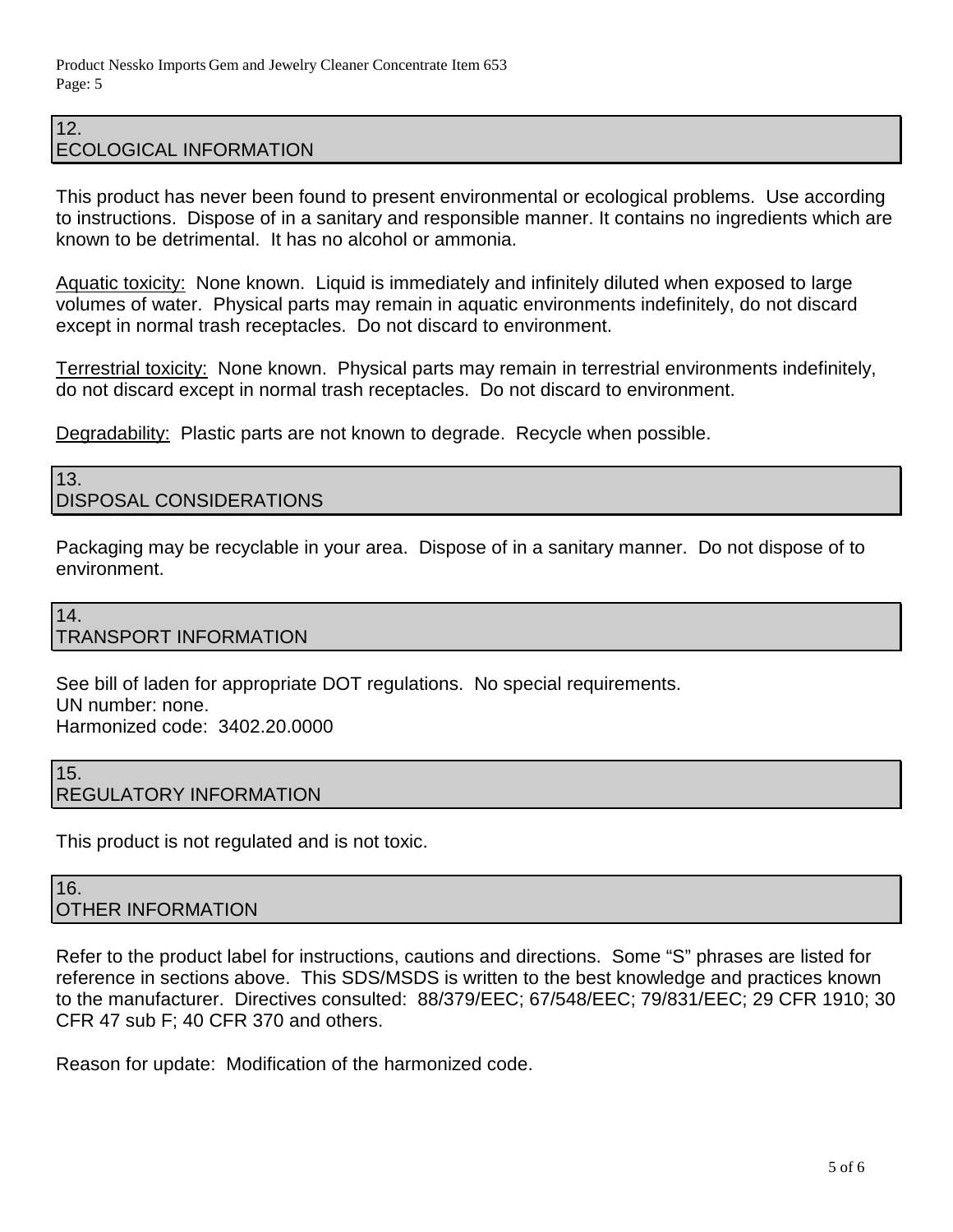## 12. ECOLOGICAL INFORMATION

This product has never been found to present environmental or ecological problems. Use according to instructions. Dispose of in a sanitary and responsible manner. It contains no ingredients which are known to be detrimental. It has no alcohol or ammonia.

Aquatic toxicity: None known. Liquid is immediately and infinitely diluted when exposed to large volumes of water. Physical parts may remain in aquatic environments indefinitely, do not discard except in normal trash receptacles. Do not discard to environment.

Terrestrial toxicity: None known. Physical parts may remain in terrestrial environments indefinitely, do not discard except in normal trash receptacles. Do not discard to environment.

Degradability: Plastic parts are not known to degrade. Recycle when possible.

## 13. DISPOSAL CONSIDERATIONS

Packaging may be recyclable in your area. Dispose of in a sanitary manner. Do not dispose of to environment.

## 14. TRANSPORT INFORMATION

See bill of laden for appropriate DOT regulations. No special requirements.
UN number: none.
Harmonized code: 3402.20.0000

## 15. REGULATORY INFORMATION

This product is not regulated and is not toxic.

## 16. OTHER INFORMATION

Refer to the product label for instructions, cautions and directions. Some "S" phrases are listed for reference in sections above. This SDS/MSDS is written to the best knowledge and practices known to the manufacturer. Directives consulted: 88/379/EEC; 67/548/EEC; 79/831/EEC; 29 CFR 1910; 30 CFR 47 sub F; 40 CFR 370 and others.

Reason for update: Modification of the harmonized code.